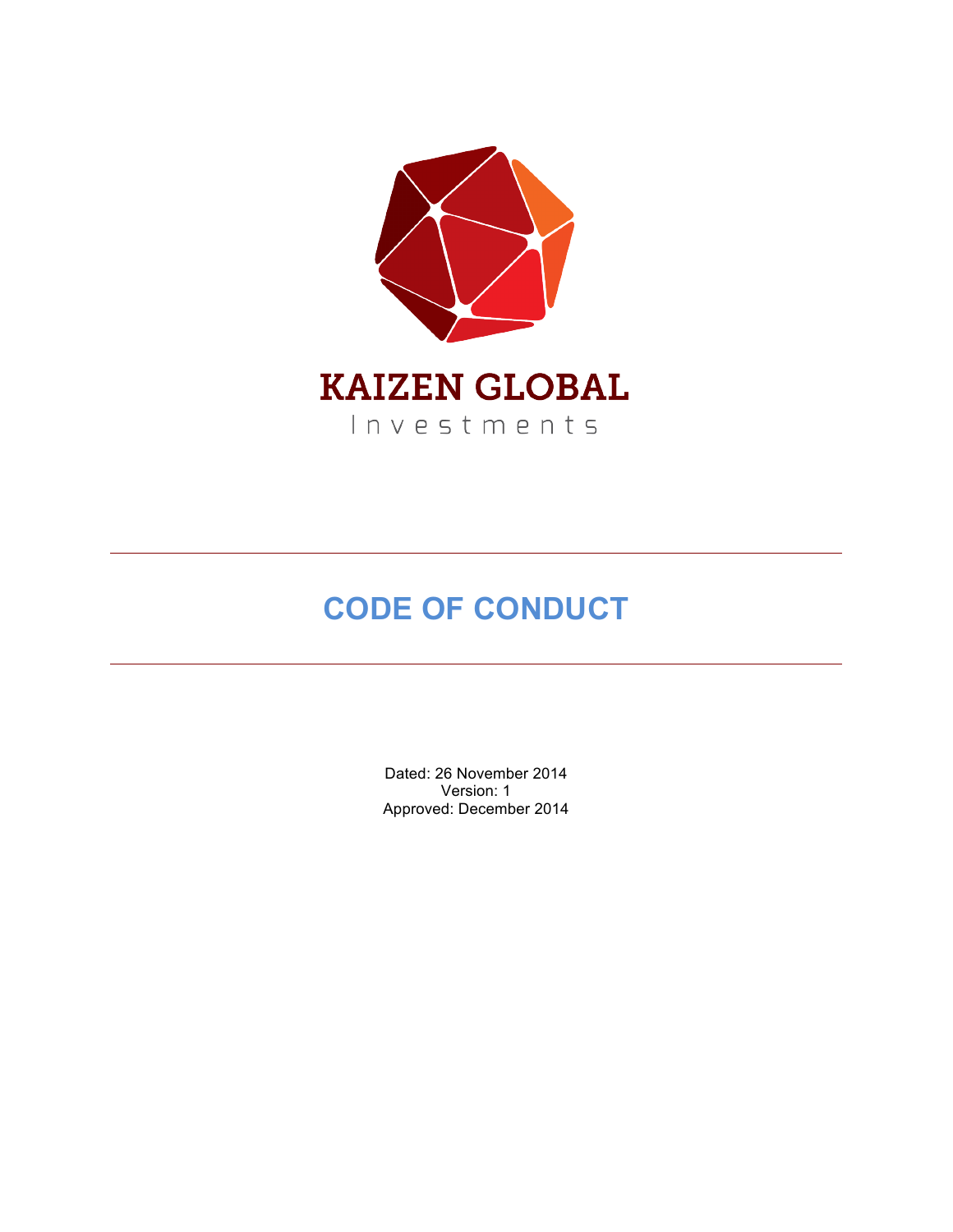KAIZEN GLOBAL

Investments

# CODE OF CONDUCT

Dated: 26 November 2014
Version: 1
Approved: December 2014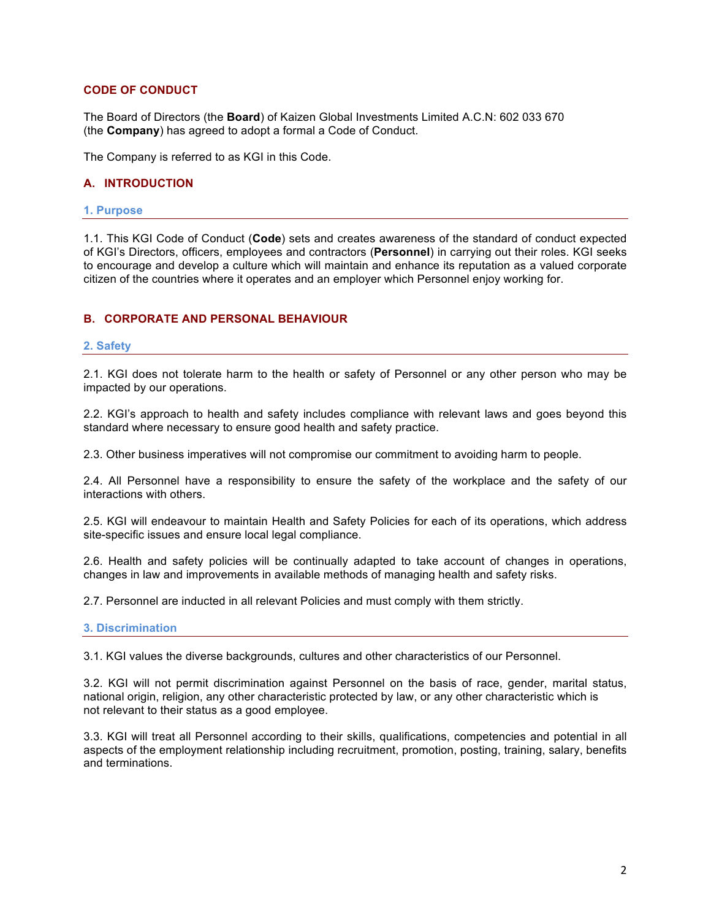## CODE OF CONDUCT

The Board of Directors (the **Board**) of Kaizen Global Investments Limited A.C.N: 602 033 670 (the **Company**) has agreed to adopt a formal a Code of Conduct.

The Company is referred to as KGI in this Code.

## A. INTRODUCTION

### 1. Purpose

1.1. This KGI Code of Conduct (**Code**) sets and creates awareness of the standard of conduct expected of KGI's Directors, officers, employees and contractors (**Personnel**) in carrying out their roles. KGI seeks to encourage and develop a culture which will maintain and enhance its reputation as a valued corporate citizen of the countries where it operates and an employer which Personnel enjoy working for.

## B. CORPORATE AND PERSONAL BEHAVIOUR

### 2. Safety

2.1. KGI does not tolerate harm to the health or safety of Personnel or any other person who may be impacted by our operations.

2.2. KGI's approach to health and safety includes compliance with relevant laws and goes beyond this standard where necessary to ensure good health and safety practice.

2.3. Other business imperatives will not compromise our commitment to avoiding harm to people.

2.4. All Personnel have a responsibility to ensure the safety of the workplace and the safety of our interactions with others.

2.5. KGI will endeavour to maintain Health and Safety Policies for each of its operations, which address site-specific issues and ensure local legal compliance.

2.6. Health and safety policies will be continually adapted to take account of changes in operations, changes in law and improvements in available methods of managing health and safety risks.

2.7. Personnel are inducted in all relevant Policies and must comply with them strictly.

### 3. Discrimination

3.1. KGI values the diverse backgrounds, cultures and other characteristics of our Personnel.

3.2. KGI will not permit discrimination against Personnel on the basis of race, gender, marital status, national origin, religion, any other characteristic protected by law, or any other characteristic which is not relevant to their status as a good employee.

3.3. KGI will treat all Personnel according to their skills, qualifications, competencies and potential in all aspects of the employment relationship including recruitment, promotion, posting, training, salary, benefits and terminations.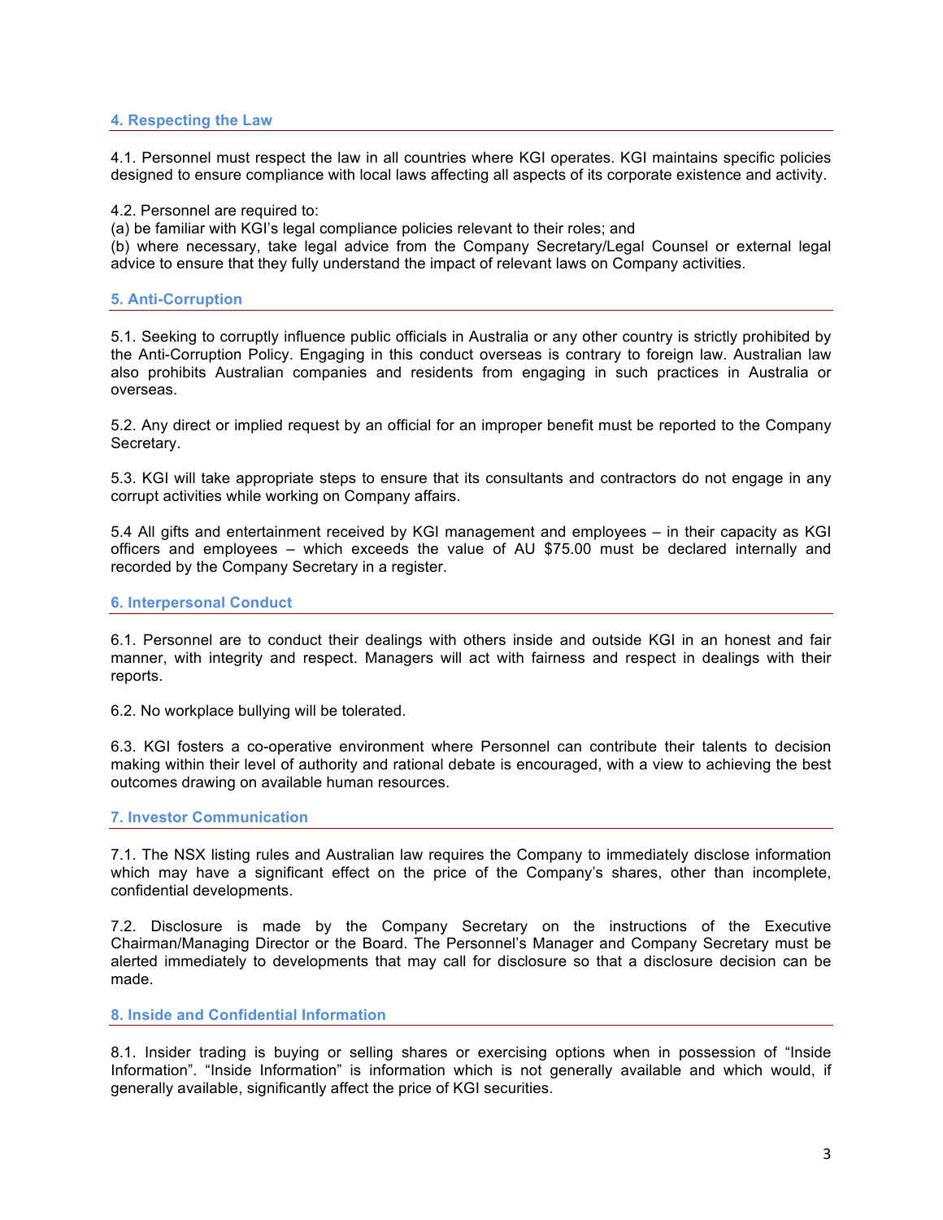## 4. Respecting the Law

4.1. Personnel must respect the law in all countries where KGI operates. KGI maintains specific policies designed to ensure compliance with local laws affecting all aspects of its corporate existence and activity.

4.2. Personnel are required to:
(a) be familiar with KGI's legal compliance policies relevant to their roles; and
(b) where necessary, take legal advice from the Company Secretary/Legal Counsel or external legal advice to ensure that they fully understand the impact of relevant laws on Company activities.

## 5. Anti-Corruption

5.1. Seeking to corruptly influence public officials in Australia or any other country is strictly prohibited by the Anti-Corruption Policy. Engaging in this conduct overseas is contrary to foreign law. Australian law also prohibits Australian companies and residents from engaging in such practices in Australia or overseas.

5.2. Any direct or implied request by an official for an improper benefit must be reported to the Company Secretary.

5.3. KGI will take appropriate steps to ensure that its consultants and contractors do not engage in any corrupt activities while working on Company affairs.

5.4 All gifts and entertainment received by KGI management and employees – in their capacity as KGI officers and employees – which exceeds the value of AU $75.00 must be declared internally and recorded by the Company Secretary in a register.

## 6. Interpersonal Conduct

6.1. Personnel are to conduct their dealings with others inside and outside KGI in an honest and fair manner, with integrity and respect. Managers will act with fairness and respect in dealings with their reports.

6.2. No workplace bullying will be tolerated.

6.3. KGI fosters a co-operative environment where Personnel can contribute their talents to decision making within their level of authority and rational debate is encouraged, with a view to achieving the best outcomes drawing on available human resources.

## 7. Investor Communication

7.1. The NSX listing rules and Australian law requires the Company to immediately disclose information which may have a significant effect on the price of the Company's shares, other than incomplete, confidential developments.

7.2. Disclosure is made by the Company Secretary on the instructions of the Executive Chairman/Managing Director or the Board. The Personnel's Manager and Company Secretary must be alerted immediately to developments that may call for disclosure so that a disclosure decision can be made.

## 8. Inside and Confidential Information

8.1. Insider trading is buying or selling shares or exercising options when in possession of "Inside Information". "Inside Information" is information which is not generally available and which would, if generally available, significantly affect the price of KGI securities.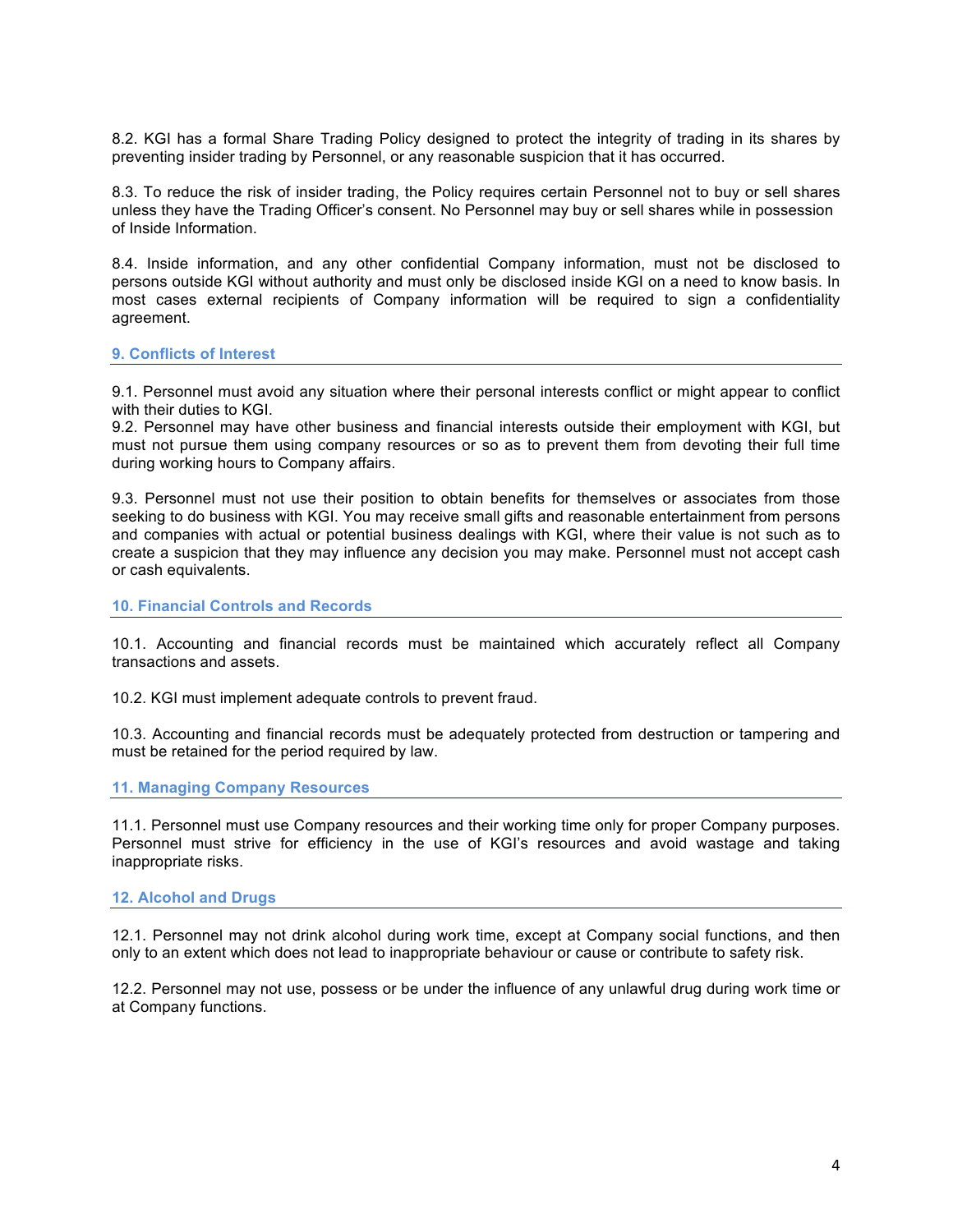8.2. KGI has a formal Share Trading Policy designed to protect the integrity of trading in its shares by preventing insider trading by Personnel, or any reasonable suspicion that it has occurred.

8.3. To reduce the risk of insider trading, the Policy requires certain Personnel not to buy or sell shares unless they have the Trading Officer's consent. No Personnel may buy or sell shares while in possession of Inside Information.

8.4. Inside information, and any other confidential Company information, must not be disclosed to persons outside KGI without authority and must only be disclosed inside KGI on a need to know basis. In most cases external recipients of Company information will be required to sign a confidentiality agreement.

## 9. Conflicts of Interest

9.1. Personnel must avoid any situation where their personal interests conflict or might appear to conflict with their duties to KGI.

9.2. Personnel may have other business and financial interests outside their employment with KGI, but must not pursue them using company resources or so as to prevent them from devoting their full time during working hours to Company affairs.

9.3. Personnel must not use their position to obtain benefits for themselves or associates from those seeking to do business with KGI. You may receive small gifts and reasonable entertainment from persons and companies with actual or potential business dealings with KGI, where their value is not such as to create a suspicion that they may influence any decision you may make. Personnel must not accept cash or cash equivalents.

## 10. Financial Controls and Records

10.1. Accounting and financial records must be maintained which accurately reflect all Company transactions and assets.

10.2. KGI must implement adequate controls to prevent fraud.

10.3. Accounting and financial records must be adequately protected from destruction or tampering and must be retained for the period required by law.

## 11. Managing Company Resources

11.1. Personnel must use Company resources and their working time only for proper Company purposes. Personnel must strive for efficiency in the use of KGI's resources and avoid wastage and taking inappropriate risks.

## 12. Alcohol and Drugs

12.1. Personnel may not drink alcohol during work time, except at Company social functions, and then only to an extent which does not lead to inappropriate behaviour or cause or contribute to safety risk.

12.2. Personnel may not use, possess or be under the influence of any unlawful drug during work time or at Company functions.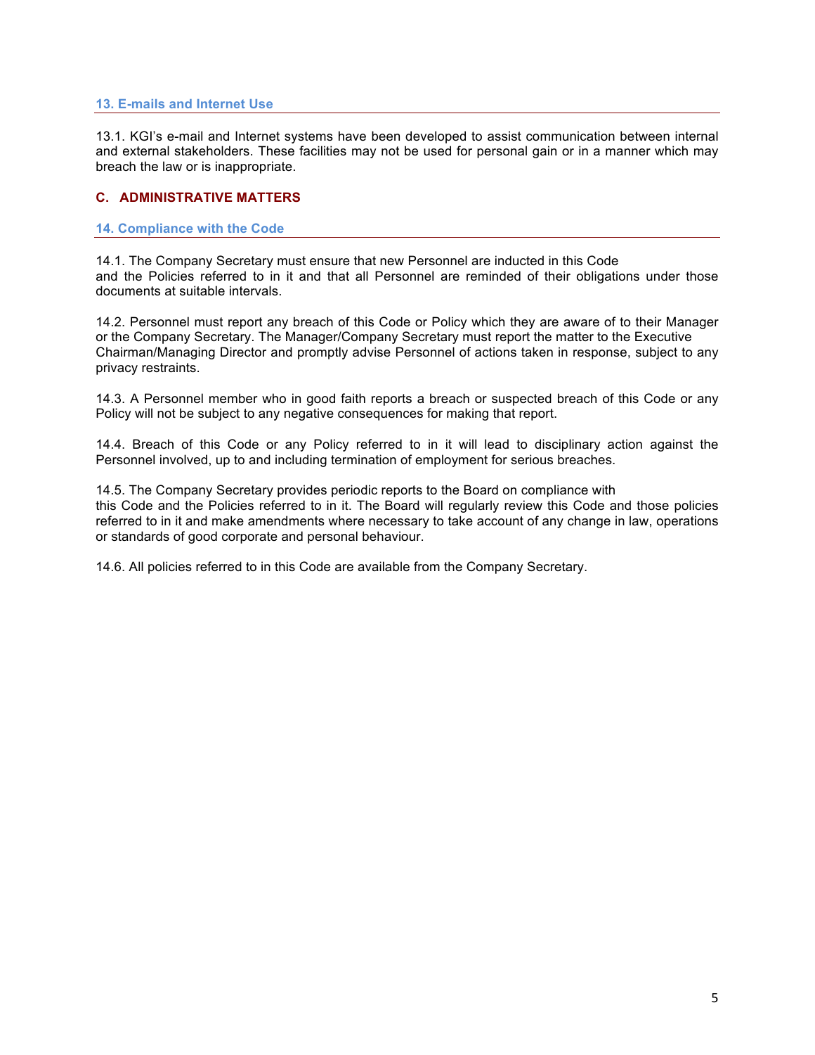### 13. E-mails and Internet Use

13.1. KGI's e-mail and Internet systems have been developed to assist communication between internal and external stakeholders. These facilities may not be used for personal gain or in a manner which may breach the law or is inappropriate.

## C. ADMINISTRATIVE MATTERS

### 14. Compliance with the Code

14.1. The Company Secretary must ensure that new Personnel are inducted in this Code and the Policies referred to in it and that all Personnel are reminded of their obligations under those documents at suitable intervals.

14.2. Personnel must report any breach of this Code or Policy which they are aware of to their Manager or the Company Secretary. The Manager/Company Secretary must report the matter to the Executive Chairman/Managing Director and promptly advise Personnel of actions taken in response, subject to any privacy restraints.

14.3. A Personnel member who in good faith reports a breach or suspected breach of this Code or any Policy will not be subject to any negative consequences for making that report.

14.4. Breach of this Code or any Policy referred to in it will lead to disciplinary action against the Personnel involved, up to and including termination of employment for serious breaches.

14.5. The Company Secretary provides periodic reports to the Board on compliance with this Code and the Policies referred to in it. The Board will regularly review this Code and those policies referred to in it and make amendments where necessary to take account of any change in law, operations or standards of good corporate and personal behaviour.

14.6. All policies referred to in this Code are available from the Company Secretary.